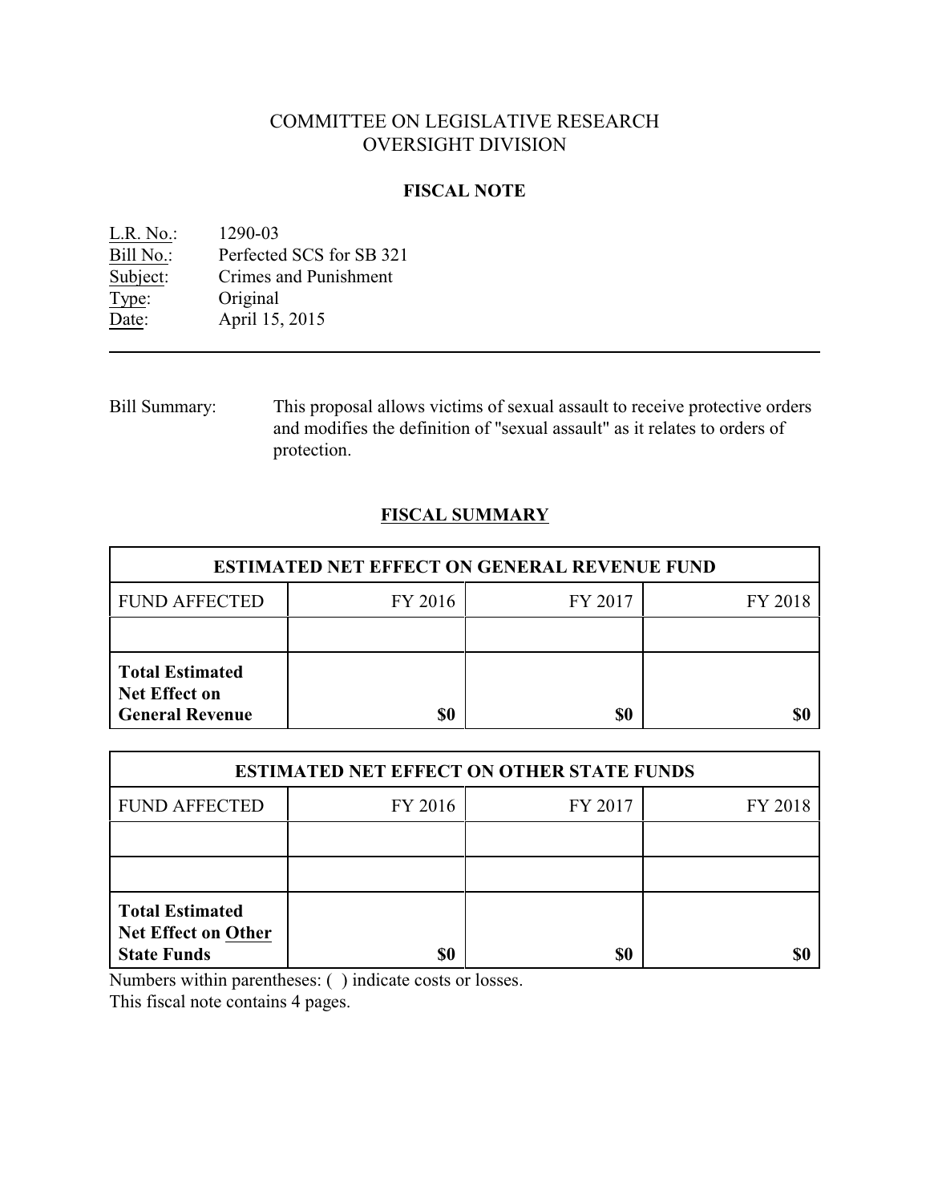# COMMITTEE ON LEGISLATIVE RESEARCH
# OVERSIGHT DIVISION

## FISCAL NOTE

L.R. No.: 1290-03
Bill No.: Perfected SCS for SB 321
Subject: Crimes and Punishment
Type: Original
Date: April 15, 2015

---

Bill Summary: This proposal allows victims of sexual assault to receive protective orders and modifies the definition of "sexual assault" as it relates to orders of protection.

## FISCAL SUMMARY

| ESTIMATED NET EFFECT ON GENERAL REVENUE FUND | | | |
|---|---|---|---|
| FUND AFFECTED | FY 2016 | FY 2017 | FY 2018 |
| | | | |
| **Total Estimated Net Effect on General Revenue** | **$0** | **$0** | **$0** |

| ESTIMATED NET EFFECT ON OTHER STATE FUNDS | | | |
|---|---|---|---|
| FUND AFFECTED | FY 2016 | FY 2017 | FY 2018 |
| | | | |
| | | | |
| **Total Estimated Net Effect on Other State Funds** | **$0** | **$0** | **$0** |

Numbers within parentheses: ( ) indicate costs or losses.
This fiscal note contains 4 pages.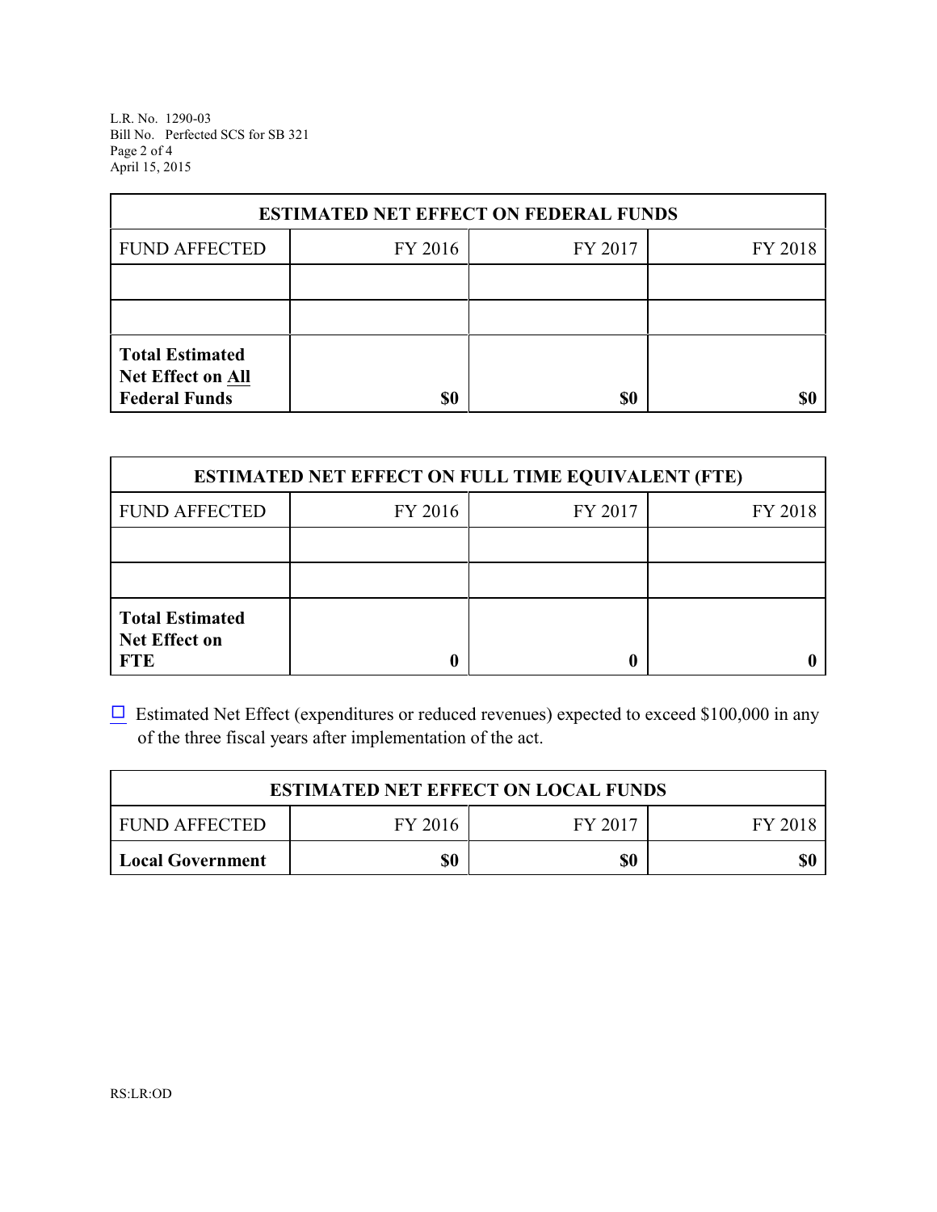| ESTIMATED NET EFFECT ON FEDERAL FUNDS | | | |
|---|---|---|---|
| FUND AFFECTED | FY 2016 | FY 2017 | FY 2018 |
| | | | |
| | | | |
| **Total Estimated Net Effect on All Federal Funds** | **$0** | **$0** | **$0** |

| ESTIMATED NET EFFECT ON FULL TIME EQUIVALENT (FTE) | | | |
|---|---|---|---|
| FUND AFFECTED | FY 2016 | FY 2017 | FY 2018 |
| | | | |
| | | | |
| **Total Estimated Net Effect on FTE** | **0** | **0** | **0** |

☐ Estimated Net Effect (expenditures or reduced revenues) expected to exceed $100,000 in any of the three fiscal years after implementation of the act.

| ESTIMATED NET EFFECT ON LOCAL FUNDS | | | |
|---|---|---|---|
| FUND AFFECTED | FY 2016 | FY 2017 | FY 2018 |
| **Local Government** | **$0** | **$0** | **$0** |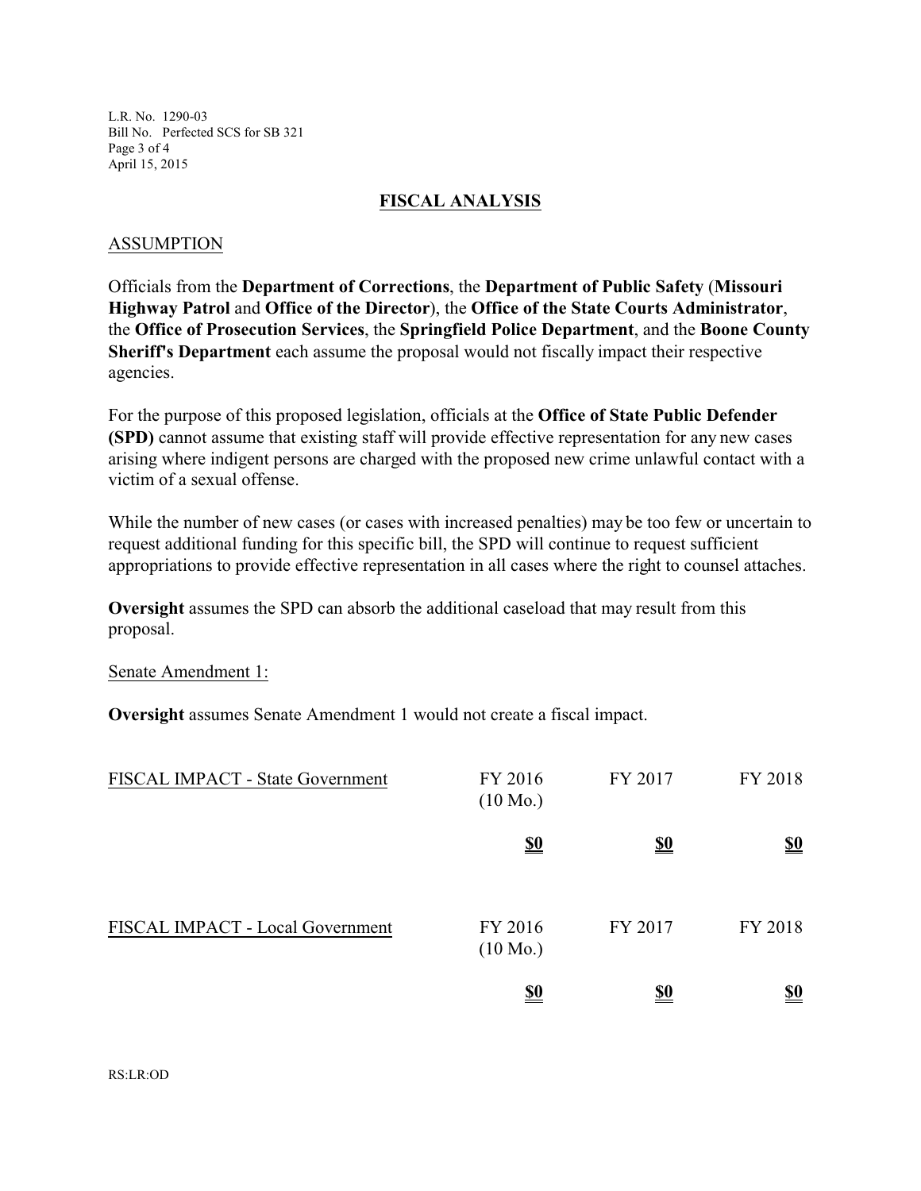## FISCAL ANALYSIS

### ASSUMPTION

Officials from the **Department of Corrections**, the **Department of Public Safety** (**Missouri Highway Patrol** and **Office of the Director**), the **Office of the State Courts Administrator**, the **Office of Prosecution Services**, the **Springfield Police Department**, and the **Boone County Sheriff's Department** each assume the proposal would not fiscally impact their respective agencies.

For the purpose of this proposed legislation, officials at the **Office of State Public Defender (SPD)** cannot assume that existing staff will provide effective representation for any new cases arising where indigent persons are charged with the proposed new crime unlawful contact with a victim of a sexual offense.

While the number of new cases (or cases with increased penalties) may be too few or uncertain to request additional funding for this specific bill, the SPD will continue to request sufficient appropriations to provide effective representation in all cases where the right to counsel attaches.

**Oversight** assumes the SPD can absorb the additional caseload that may result from this proposal.

Senate Amendment 1:

**Oversight** assumes Senate Amendment 1 would not create a fiscal impact.

| FISCAL IMPACT - State Government | FY 2016 (10 Mo.) | FY 2017 | FY 2018 |
|---|---|---|---|
| | **$0** | **$0** | **$0** |

| FISCAL IMPACT - Local Government | FY 2016 (10 Mo.) | FY 2017 | FY 2018 |
|---|---|---|---|
| | **$0** | **$0** | **$0** |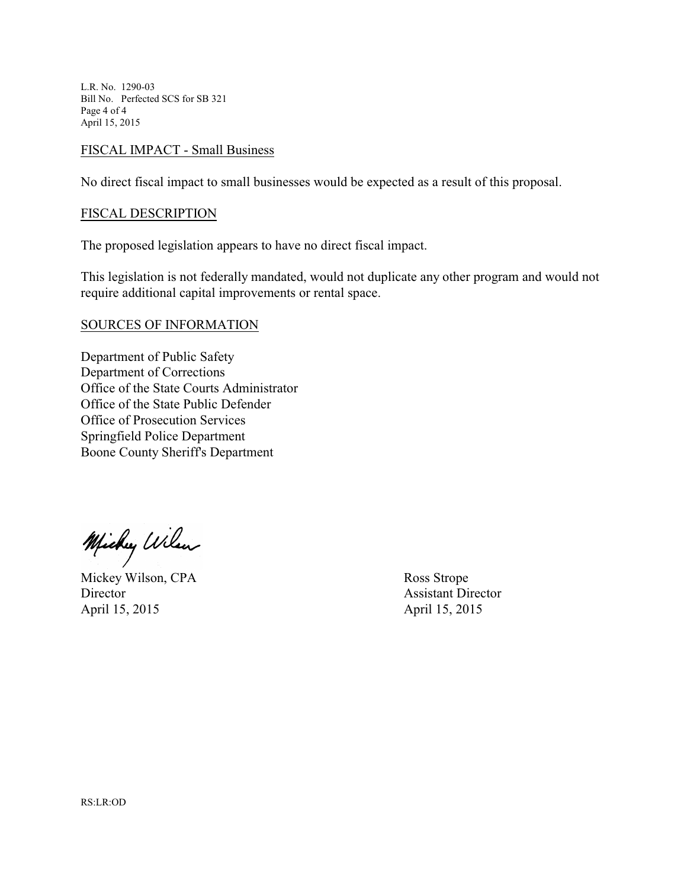## FISCAL IMPACT - Small Business

No direct fiscal impact to small businesses would be expected as a result of this proposal.

## FISCAL DESCRIPTION

The proposed legislation appears to have no direct fiscal impact.

This legislation is not federally mandated, would not duplicate any other program and would not require additional capital improvements or rental space.

## SOURCES OF INFORMATION

Department of Public Safety
Department of Corrections
Office of the State Courts Administrator
Office of the State Public Defender
Office of Prosecution Services
Springfield Police Department
Boone County Sheriff's Department

Mickey Wilson, CPA
Director
April 15, 2015

Ross Strope
Assistant Director
April 15, 2015

RS:LR:OD